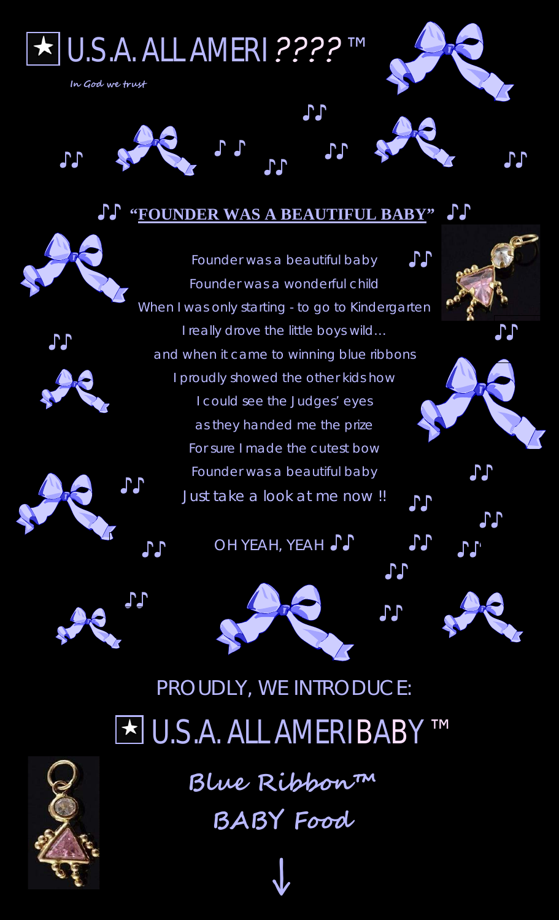# ★ U.S.A. ALL AMERI ???? ™

*In God we trust*

♫ **"FOUNDER WAS A BEAUTIFUL BABY"** ♫

Founder was a beautiful baby
Founder was a wonderful child
When I was only starting - to go to Kindergarten
I really drove the little boys wild…
and when it came to winning blue ribbons
I proudly showed the other kids how
I could see the Judges' eyes
as they handed me the prize
For sure I made the cutest bow
Founder was a beautiful baby
Just take a look at me now !!

OH YEAH, YEAH ♫

PROUDLY, WE INTRODUCE:

# ★ U.S.A. ALL AMERIBABY ™

**Blue Ribbon™**

**BABY Food**

↓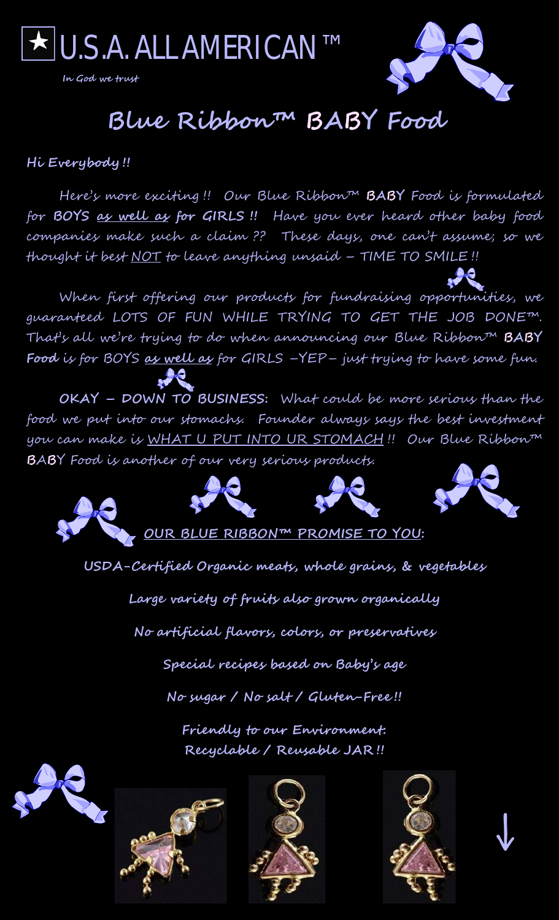# ★ U.S.A. ALL AMERICAN ™

*In God we trust*

## Blue Ribbon™ BABY Food

**Hi Everybody !!**

Here's more exciting !! Our Blue Ribbon™ **BABY** Food is formulated for **BOYS** ***as well as*** **for GIRLS !!** Have you ever heard other baby food companies make such a claim ?? These days, one can't assume; so we thought it best NOT to leave anything unsaid – TIME TO SMILE !!

When first offering our products for fundraising opportunities, we guaranteed LOTS OF FUN WHILE TRYING TO GET THE JOB DONE™. That's all we're trying to do when announcing our Blue Ribbon™ **BABY Food** is for BOYS as well as for GIRLS –YEP– just trying to have some fun.

**OKAY – DOWN TO BUSINESS:** What could be more serious than the food we put into our stomachs. Founder always says the best investment you can make is WHAT U PUT INTO UR STOMACH !! Our Blue Ribbon™ BABY Food is another of our very serious products.

**OUR BLUE RIBBON™ PROMISE TO YOU:**

**USDA-Certified Organic meats, whole grains, & vegetables**

**Large variety of fruits also grown organically**

**No artificial flavors, colors, or preservatives**

**Special recipes based on Baby's age**

**No sugar / No salt / Gluten-Free !!**

**Friendly to our Environment:**
**Recyclable / Reusable JAR !!**

↓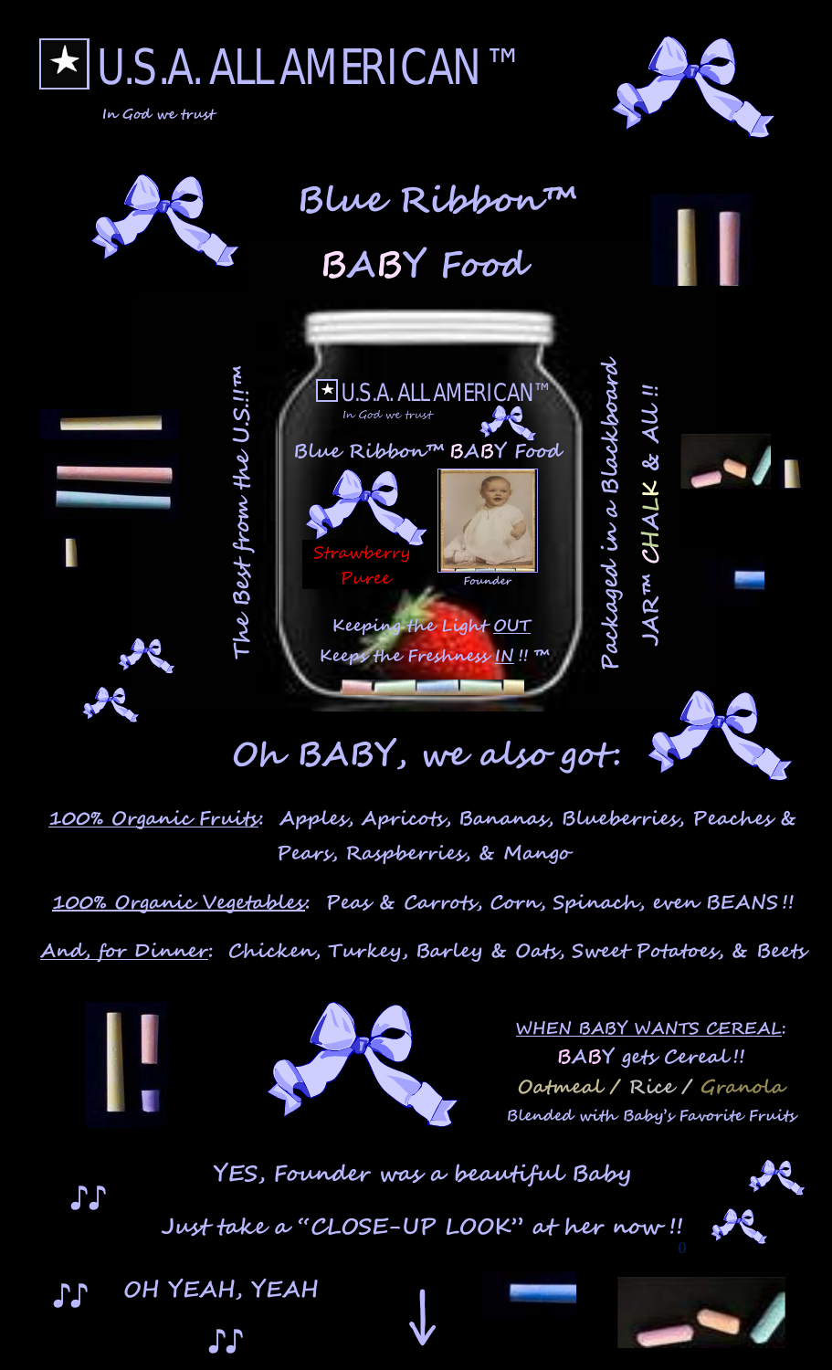# ★ U.S.A. ALL AMERICAN ™

*In God we trust*

## Blue Ribbon™

## BABY Food

*The Best from the U.S.!!™*

★ U.S.A. ALL AMERICAN™

*In God we trust*

**Blue Ribbon™ BABY Food**

Strawberry Puree

Founder

**Keeping the Light OUT**

**Keeps the Freshness IN !! ™**

*Packaged in a Blackboard JAR™ CHALK & ALL!!*

## Oh BABY, we also got:

**100% Organic Fruits**: **Apples, Apricots, Bananas, Blueberries, Peaches & Pears, Raspberries, & Mango**

**100% Organic Vegetables**: **Peas & Carrots, Corn, Spinach, even BEANS!!**

**And, for Dinner**: **Chicken, Turkey, Barley & Oats, Sweet Potatoes, & Beets**

**WHEN BABY WANTS CEREAL**:

**BABY gets Cereal!!**

**Oatmeal / Rice / Granola**

**Blended with Baby's Favorite Fruits**

**YES, Founder was a beautiful Baby**

**Just take a "CLOSE-UP LOOK" at her now!!**

♫ **OH YEAH, YEAH** ♫

↓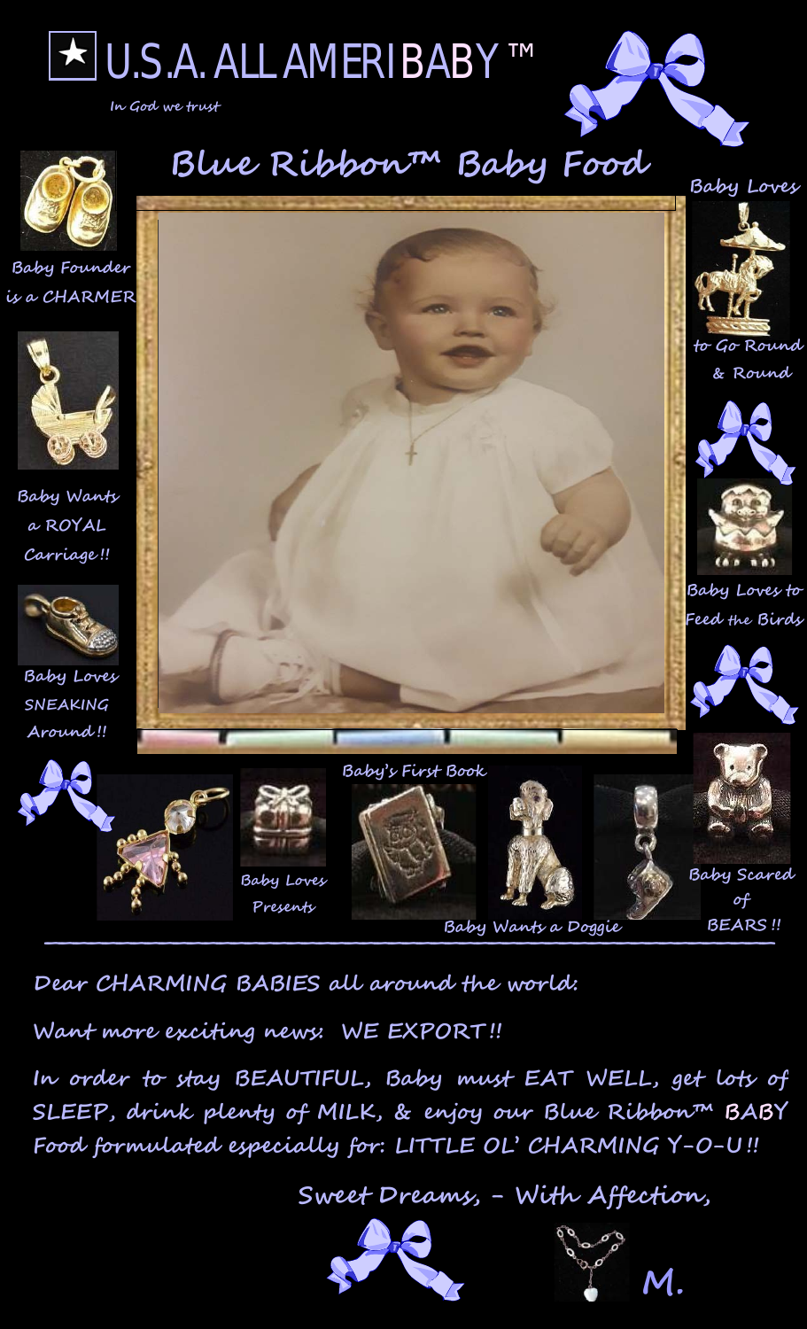# ★ U.S.A. ALL AMERIBABY ™

*In God we trust*

## Blue Ribbon™ Baby Food

Baby Founder is a CHARMER

Baby Wants a ROYAL Carriage!!

Baby Loves SNEAKING Around!!

Baby Loves to Go Round & Round

Baby Loves to Feed the Birds

Baby Loves Presents

Baby's First Book

Baby Wants a Doggie

Baby Scared of BEARS!!

---

Dear CHARMING BABIES all around the world:

Want more exciting news: WE EXPORT!!

In order to stay BEAUTIFUL, Baby must EAT WELL, get lots of SLEEP, drink plenty of MILK, & enjoy our Blue Ribbon™ BABY Food formulated especially for: LITTLE OL' CHARMING Y-O-U!!

Sweet Dreams, - With Affection,

M.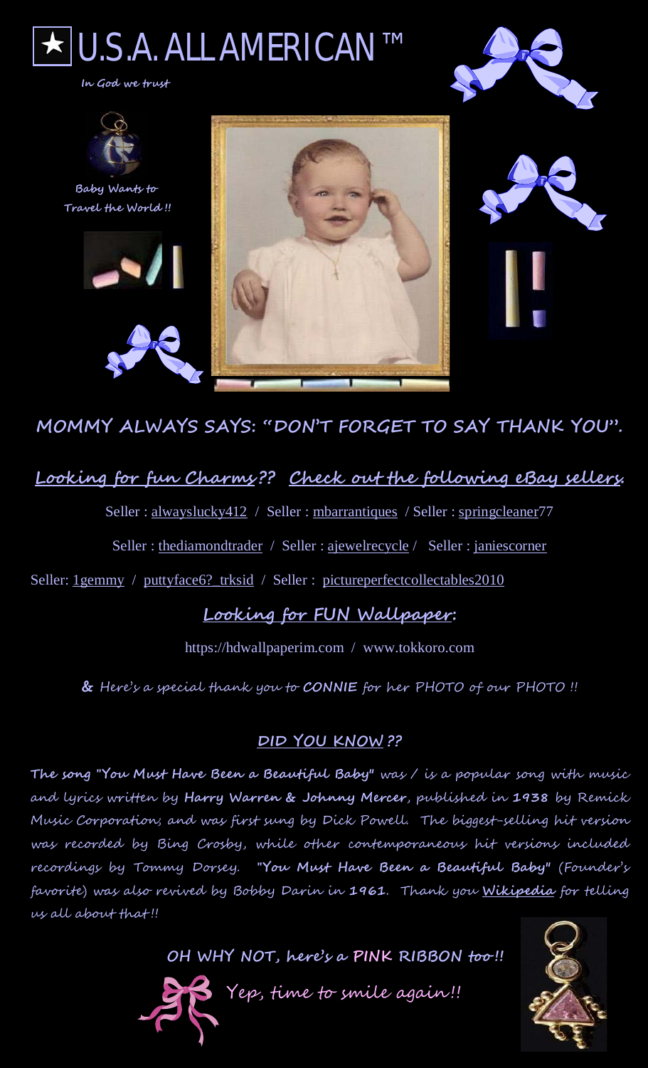# ★ U.S.A. ALL AMERICAN ™

In God we trust

Baby Wants to Travel the World !!

## MOMMY ALWAYS SAYS: "DON'T FORGET TO SAY THANK YOU".

**Looking for fun Charms?? Check out the following eBay sellers.**

Seller : alwayslucky412 / Seller : mbarrantiques / Seller : springcleaner77

Seller : thediamondtrader / Seller : ajewelrecycle / Seller : janiescorner

Seller: 1gemmy / puttyface6?_trksid / Seller : pictureperfectcollectables2010

**Looking for FUN Wallpaper:**

https://hdwallpaperim.com / www.tokkoro.com

**&** Here's a special thank you to **CONNIE** for her PHOTO of our PHOTO !!

**DID YOU KNOW ??**

**The song "You Must Have Been a Beautiful Baby"** was / is a popular song with music and lyrics written by **Harry Warren & Johnny Mercer**, published in **1938** by Remick Music Corporation; and was first sung by Dick Powell. The biggest-selling hit version was recorded by Bing Crosby, while other contemporaneous hit versions included recordings by Tommy Dorsey. **"You Must Have Been a Beautiful Baby"** (Founder's favorite) was also revived by Bobby Darin in **1961**. Thank you **Wikipedia** for telling us all about that!!

**OH WHY NOT, here's a PINK RIBBON too!!**

Yep, time to smile again!!